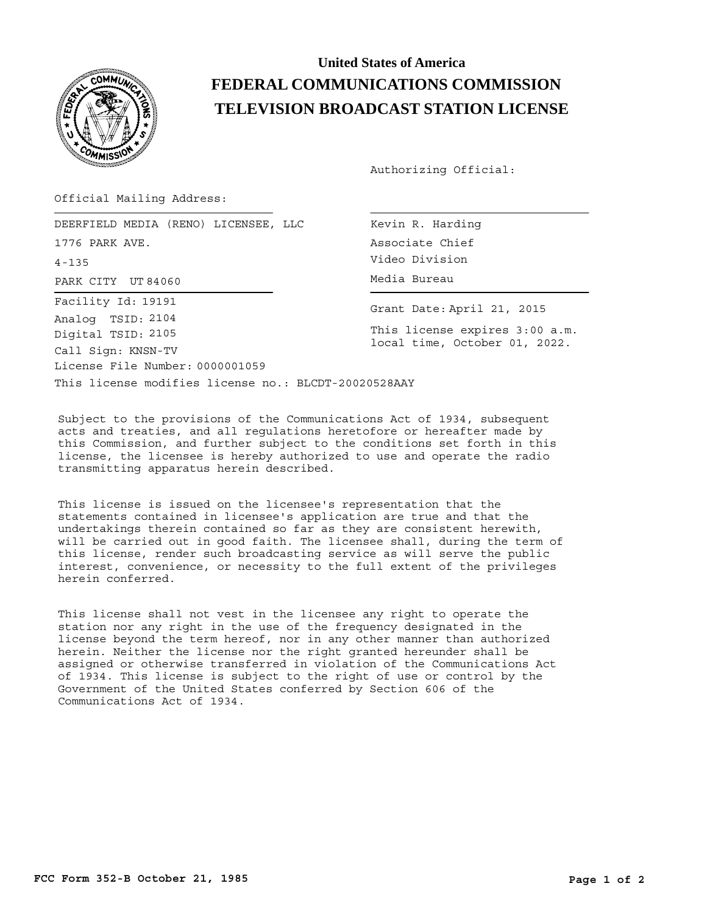**United States of America**

# FEDERAL COMMUNICATIONS COMMISSION

# TELEVISION BROADCAST STATION LICENSE

Authorizing Official:

Official Mailing Address:

DEERFIELD MEDIA (RENO) LICENSEE, LLC
1776 PARK AVE.
4-135
PARK CITY UT 84060

Kevin R. Harding
Associate Chief
Video Division
Media Bureau

Facility Id: 19191
Analog TSID: 2104
Digital TSID: 2105
Call Sign: KNSN-TV
License File Number: 0000001059

Grant Date: April 21, 2015

This license expires 3:00 a.m. local time, October 01, 2022.

This license modifies license no.: BLCDT-20020528AAY

Subject to the provisions of the Communications Act of 1934, subsequent acts and treaties, and all regulations heretofore or hereafter made by this Commission, and further subject to the conditions set forth in this license, the licensee is hereby authorized to use and operate the radio transmitting apparatus herein described.

This license is issued on the licensee's representation that the statements contained in licensee's application are true and that the undertakings therein contained so far as they are consistent herewith, will be carried out in good faith. The licensee shall, during the term of this license, render such broadcasting service as will serve the public interest, convenience, or necessity to the full extent of the privileges herein conferred.

This license shall not vest in the licensee any right to operate the station nor any right in the use of the frequency designated in the license beyond the term hereof, nor in any other manner than authorized herein. Neither the license nor the right granted hereunder shall be assigned or otherwise transferred in violation of the Communications Act of 1934. This license is subject to the right of use or control by the Government of the United States conferred by Section 606 of the Communications Act of 1934.

**FCC Form 352-B October 21, 1985**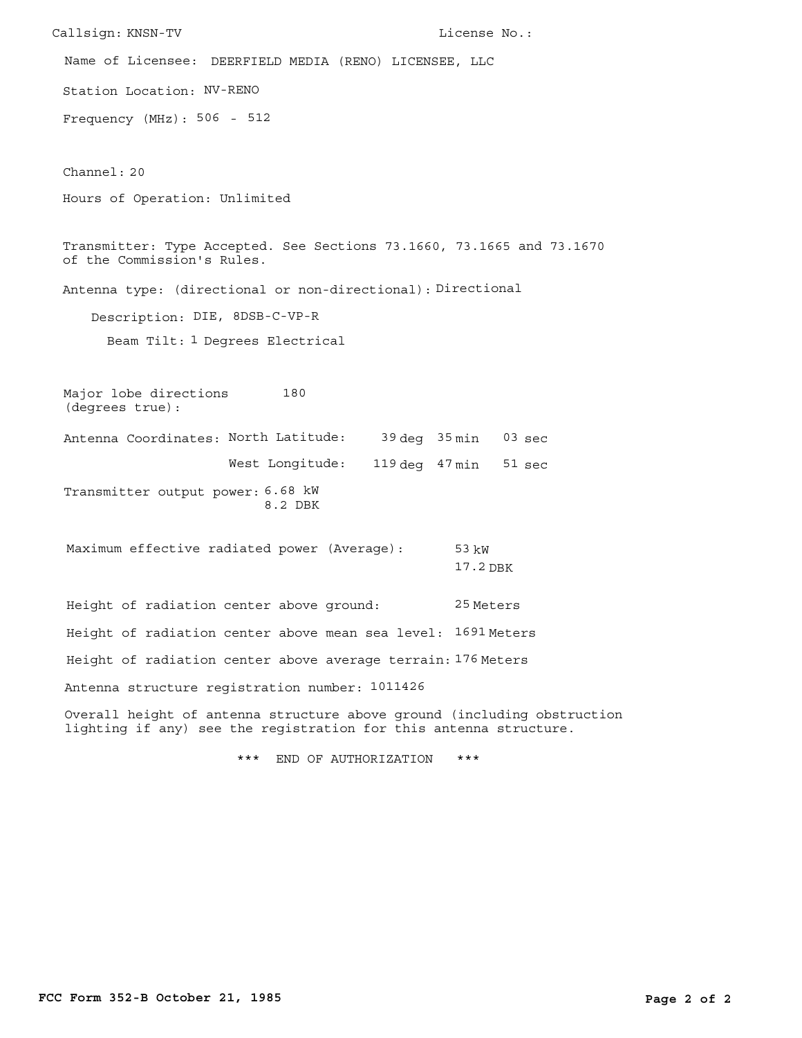Callsign: KNSN-TV

License No.:

Name of Licensee: DEERFIELD MEDIA (RENO) LICENSEE, LLC

Station Location: NV-RENO

Frequency (MHz): 506 - 512

Channel: 20

Hours of Operation: Unlimited

Transmitter: Type Accepted. See Sections 73.1660, 73.1665 and 73.1670 of the Commission's Rules.

Antenna type: (directional or non-directional): Directional

Description: DIE, 8DSB-C-VP-R

Beam Tilt: 1 Degrees Electrical

Major lobe directions (degrees true): 180

Antenna Coordinates: North Latitude: 39 deg 35 min 03 sec

West Longitude: 119 deg 47 min 51 sec

Transmitter output power: 6.68 kW
8.2 DBK

Maximum effective radiated power (Average): 53 kW
17.2 DBK

Height of radiation center above ground: 25 Meters

Height of radiation center above mean sea level: 1691 Meters

Height of radiation center above average terrain: 176 Meters

Antenna structure registration number: 1011426

Overall height of antenna structure above ground (including obstruction lighting if any) see the registration for this antenna structure.

*** END OF AUTHORIZATION ***

**FCC Form 352-B October 21, 1985**